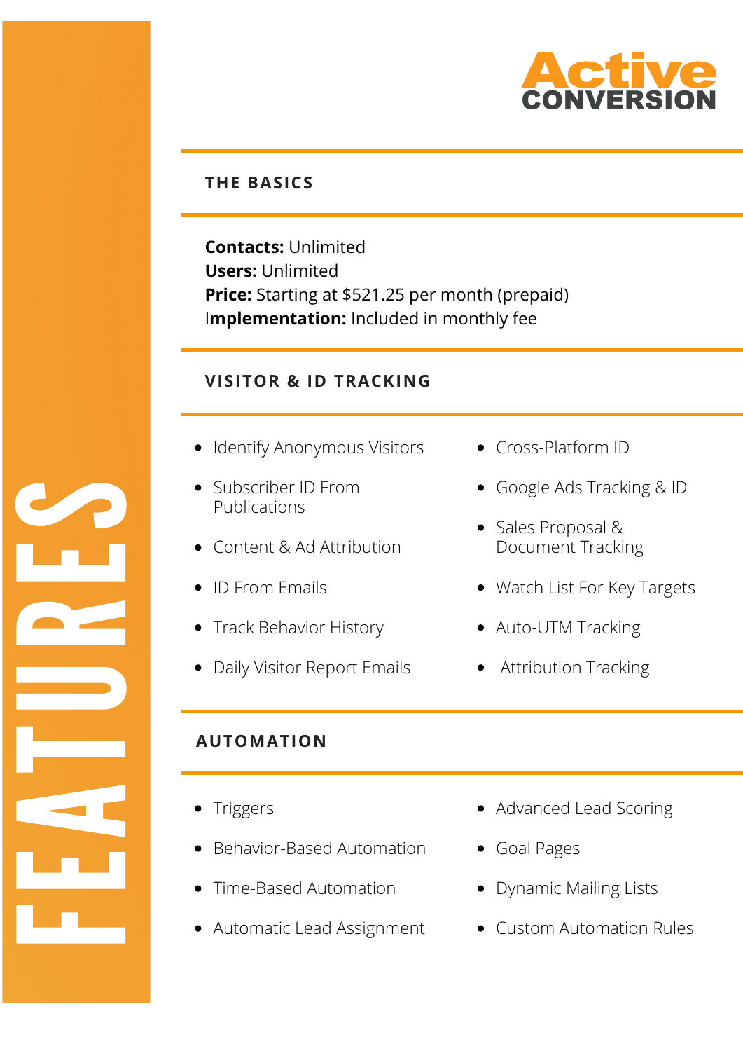# FEATURES

**Active CONVERSION**

## THE BASICS

**Contacts:** Unlimited
**Users:** Unlimited
**Price:** Starting at $521.25 per month (prepaid)
**Implementation:** Included in monthly fee

## VISITOR & ID TRACKING

- Identify Anonymous Visitors
- Subscriber ID From Publications
- Content & Ad Attribution
- ID From Emails
- Track Behavior History
- Daily Visitor Report Emails
- Cross-Platform ID
- Google Ads Tracking & ID
- Sales Proposal & Document Tracking
- Watch List For Key Targets
- Auto-UTM Tracking
- Attribution Tracking

## AUTOMATION

- Triggers
- Behavior-Based Automation
- Time-Based Automation
- Automatic Lead Assignment
- Advanced Lead Scoring
- Goal Pages
- Dynamic Mailing Lists
- Custom Automation Rules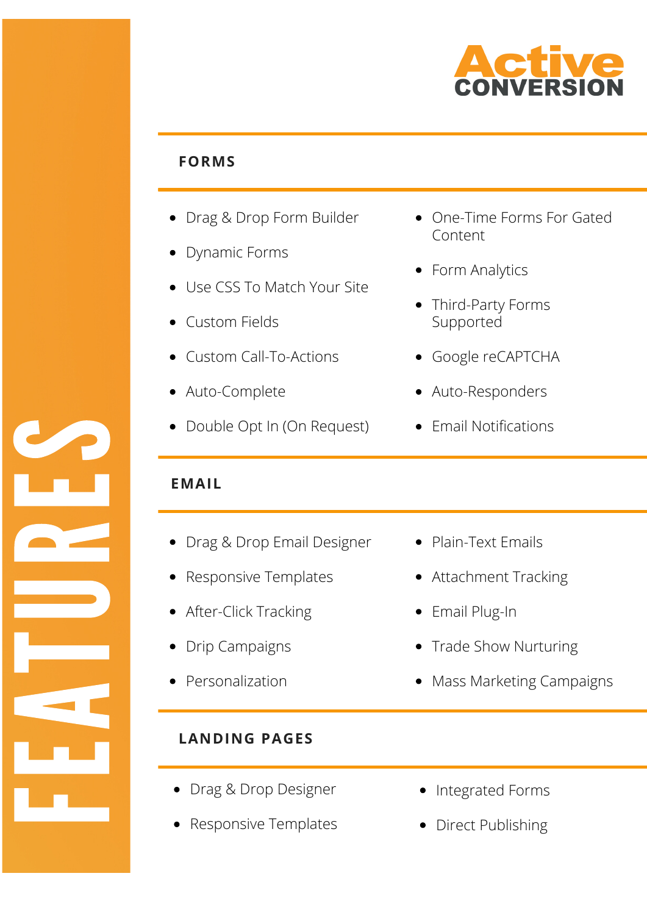# FEATURES

**Active CONVERSION**

## FORMS

- Drag & Drop Form Builder
- Dynamic Forms
- Use CSS To Match Your Site
- Custom Fields
- Custom Call-To-Actions
- Auto-Complete
- Double Opt In (On Request)
- One-Time Forms For Gated Content
- Form Analytics
- Third-Party Forms Supported
- Google reCAPTCHA
- Auto-Responders
- Email Notifications

## EMAIL

- Drag & Drop Email Designer
- Responsive Templates
- After-Click Tracking
- Drip Campaigns
- Personalization
- Plain-Text Emails
- Attachment Tracking
- Email Plug-In
- Trade Show Nurturing
- Mass Marketing Campaigns

## LANDING PAGES

- Drag & Drop Designer
- Responsive Templates
- Integrated Forms
- Direct Publishing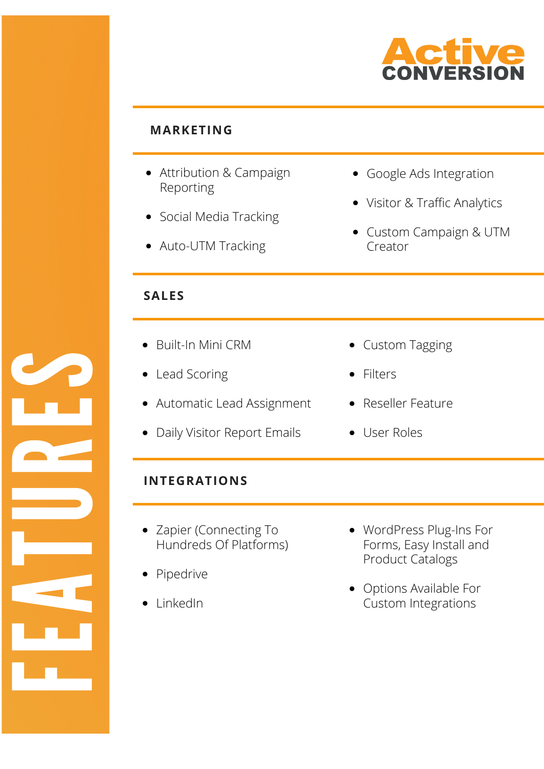# FEATURES

Active CONVERSION

## MARKETING

- Attribution & Campaign Reporting
- Social Media Tracking
- Auto-UTM Tracking
- Google Ads Integration
- Visitor & Traffic Analytics
- Custom Campaign & UTM Creator

## SALES

- Built-In Mini CRM
- Lead Scoring
- Automatic Lead Assignment
- Daily Visitor Report Emails
- Custom Tagging
- Filters
- Reseller Feature
- User Roles

## INTEGRATIONS

- Zapier (Connecting To Hundreds Of Platforms)
- Pipedrive
- LinkedIn
- WordPress Plug-Ins For Forms, Easy Install and Product Catalogs
- Options Available For Custom Integrations